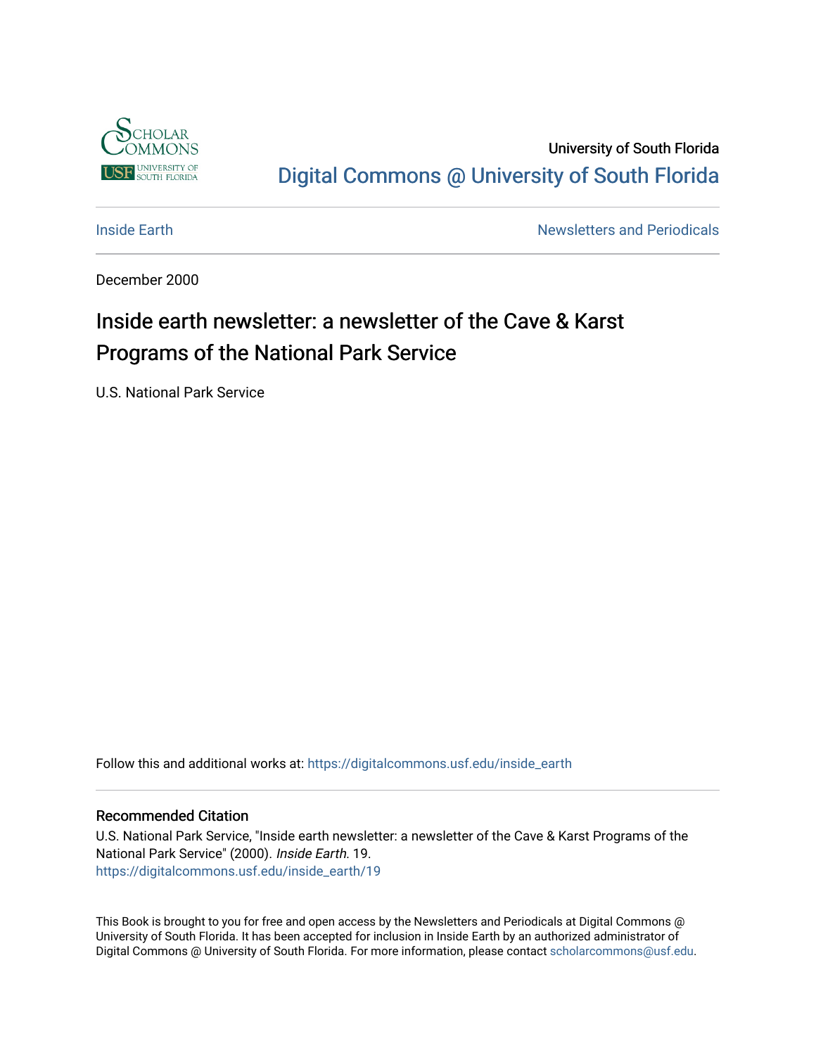University of South Florida

Digital Commons @ University of South Florida

Inside Earth

Newsletters and Periodicals

December 2000

# Inside earth newsletter: a newsletter of the Cave & Karst Programs of the National Park Service

U.S. National Park Service

Follow this and additional works at: https://digitalcommons.usf.edu/inside_earth

## Recommended Citation

U.S. National Park Service, "Inside earth newsletter: a newsletter of the Cave & Karst Programs of the National Park Service" (2000). *Inside Earth*. 19.
https://digitalcommons.usf.edu/inside_earth/19

This Book is brought to you for free and open access by the Newsletters and Periodicals at Digital Commons @ University of South Florida. It has been accepted for inclusion in Inside Earth by an authorized administrator of Digital Commons @ University of South Florida. For more information, please contact scholarcommons@usf.edu.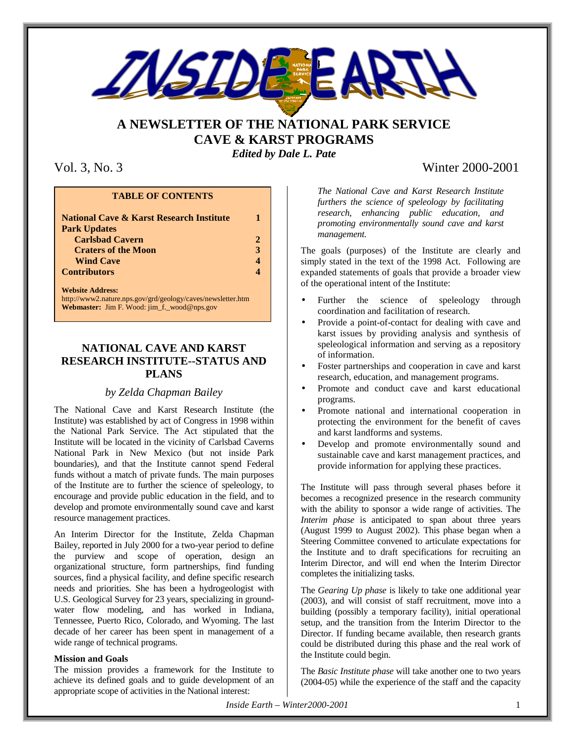# INSIDE EARTH

## A NEWSLETTER OF THE NATIONAL PARK SERVICE CAVE & KARST PROGRAMS

***Edited by Dale L. Pate***

Vol. 3, No. 3 — Winter 2000-2001

| **TABLE OF CONTENTS** | |
|---|---|
| **National Cave & Karst Research Institute** | **1** |
| **Park Updates** | |
| **Carlsbad Cavern** | **2** |
| **Craters of the Moon** | **3** |
| **Wind Cave** | **4** |
| **Contributors** | **4** |

**Website Address:**
http://www2.nature.nps.gov/grd/geology/caves/newsletter.htm
**Webmaster:** Jim F. Wood: jim_f._wood@nps.gov

## NATIONAL CAVE AND KARST RESEARCH INSTITUTE--STATUS AND PLANS

*by Zelda Chapman Bailey*

The National Cave and Karst Research Institute (the Institute) was established by act of Congress in 1998 within the National Park Service. The Act stipulated that the Institute will be located in the vicinity of Carlsbad Caverns National Park in New Mexico (but not inside Park boundaries), and that the Institute cannot spend Federal funds without a match of private funds. The main purposes of the Institute are to further the science of speleology, to encourage and provide public education in the field, and to develop and promote environmentally sound cave and karst resource management practices.

An Interim Director for the Institute, Zelda Chapman Bailey, reported in July 2000 for a two-year period to define the purview and scope of operation, design an organizational structure, form partnerships, find funding sources, find a physical facility, and define specific research needs and priorities. She has been a hydrogeologist with U.S. Geological Survey for 23 years, specializing in ground-water flow modeling, and has worked in Indiana, Tennessee, Puerto Rico, Colorado, and Wyoming. The last decade of her career has been spent in management of a wide range of technical programs.

**Mission and Goals**

The mission provides a framework for the Institute to achieve its defined goals and to guide development of an appropriate scope of activities in the National interest:

*The National Cave and Karst Research Institute furthers the science of speleology by facilitating research, enhancing public education, and promoting environmentally sound cave and karst management.*

The goals (purposes) of the Institute are clearly and simply stated in the text of the 1998 Act. Following are expanded statements of goals that provide a broader view of the operational intent of the Institute:

- Further the science of speleology through coordination and facilitation of research.
- Provide a point-of-contact for dealing with cave and karst issues by providing analysis and synthesis of speleological information and serving as a repository of information.
- Foster partnerships and cooperation in cave and karst research, education, and management programs.
- Promote and conduct cave and karst educational programs.
- Promote national and international cooperation in protecting the environment for the benefit of caves and karst landforms and systems.
- Develop and promote environmentally sound and sustainable cave and karst management practices, and provide information for applying these practices.

The Institute will pass through several phases before it becomes a recognized presence in the research community with the ability to sponsor a wide range of activities. The *Interim phase* is anticipated to span about three years (August 1999 to August 2002). This phase began when a Steering Committee convened to articulate expectations for the Institute and to draft specifications for recruiting an Interim Director, and will end when the Interim Director completes the initializing tasks.

The *Gearing Up phase* is likely to take one additional year (2003), and will consist of staff recruitment, move into a building (possibly a temporary facility), initial operational setup, and the transition from the Interim Director to the Director. If funding became available, then research grants could be distributed during this phase and the real work of the Institute could begin.

The *Basic Institute phase* will take another one to two years (2004-05) while the experience of the staff and the capacity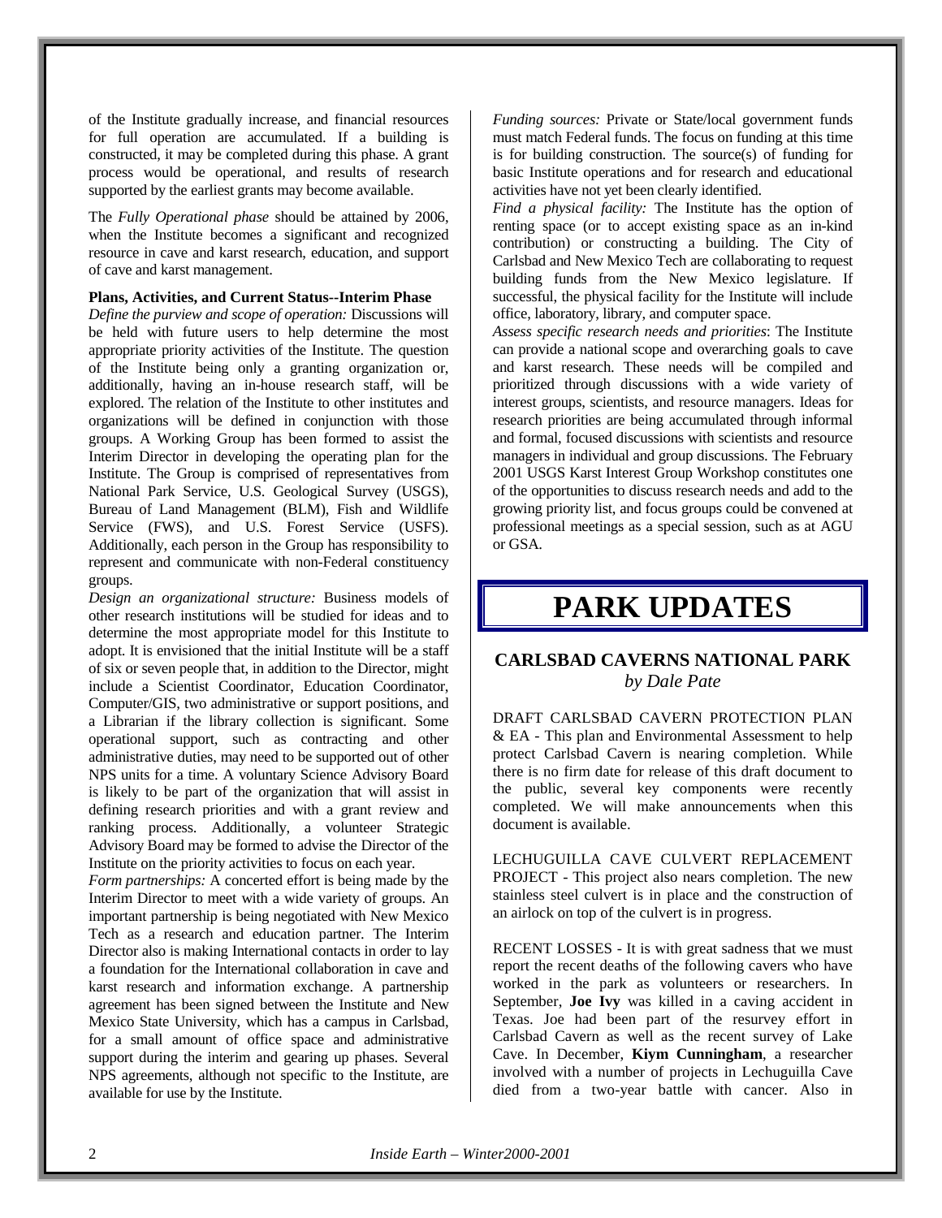of the Institute gradually increase, and financial resources for full operation are accumulated. If a building is constructed, it may be completed during this phase. A grant process would be operational, and results of research supported by the earliest grants may become available.

The *Fully Operational phase* should be attained by 2006, when the Institute becomes a significant and recognized resource in cave and karst research, education, and support of cave and karst management.

**Plans, Activities, and Current Status--Interim Phase**

*Define the purview and scope of operation:* Discussions will be held with future users to help determine the most appropriate priority activities of the Institute. The question of the Institute being only a granting organization or, additionally, having an in-house research staff, will be explored. The relation of the Institute to other institutes and organizations will be defined in conjunction with those groups. A Working Group has been formed to assist the Interim Director in developing the operating plan for the Institute. The Group is comprised of representatives from National Park Service, U.S. Geological Survey (USGS), Bureau of Land Management (BLM), Fish and Wildlife Service (FWS), and U.S. Forest Service (USFS). Additionally, each person in the Group has responsibility to represent and communicate with non-Federal constituency groups.

*Design an organizational structure:* Business models of other research institutions will be studied for ideas and to determine the most appropriate model for this Institute to adopt. It is envisioned that the initial Institute will be a staff of six or seven people that, in addition to the Director, might include a Scientist Coordinator, Education Coordinator, Computer/GIS, two administrative or support positions, and a Librarian if the library collection is significant. Some operational support, such as contracting and other administrative duties, may need to be supported out of other NPS units for a time. A voluntary Science Advisory Board is likely to be part of the organization that will assist in defining research priorities and with a grant review and ranking process. Additionally, a volunteer Strategic Advisory Board may be formed to advise the Director of the Institute on the priority activities to focus on each year.

*Form partnerships:* A concerted effort is being made by the Interim Director to meet with a wide variety of groups. An important partnership is being negotiated with New Mexico Tech as a research and education partner. The Interim Director also is making International contacts in order to lay a foundation for the International collaboration in cave and karst research and information exchange. A partnership agreement has been signed between the Institute and New Mexico State University, which has a campus in Carlsbad, for a small amount of office space and administrative support during the interim and gearing up phases. Several NPS agreements, although not specific to the Institute, are available for use by the Institute.

*Funding sources:* Private or State/local government funds must match Federal funds. The focus on funding at this time is for building construction. The source(s) of funding for basic Institute operations and for research and educational activities have not yet been clearly identified.

*Find a physical facility:* The Institute has the option of renting space (or to accept existing space as an in-kind contribution) or constructing a building. The City of Carlsbad and New Mexico Tech are collaborating to request building funds from the New Mexico legislature. If successful, the physical facility for the Institute will include office, laboratory, library, and computer space.

*Assess specific research needs and priorities*: The Institute can provide a national scope and overarching goals to cave and karst research. These needs will be compiled and prioritized through discussions with a wide variety of interest groups, scientists, and resource managers. Ideas for research priorities are being accumulated through informal and formal, focused discussions with scientists and resource managers in individual and group discussions. The February 2001 USGS Karst Interest Group Workshop constitutes one of the opportunities to discuss research needs and add to the growing priority list, and focus groups could be convened at professional meetings as a special session, such as at AGU or GSA.

# PARK UPDATES

## CARLSBAD CAVERNS NATIONAL PARK

*by Dale Pate*

DRAFT CARLSBAD CAVERN PROTECTION PLAN & EA - This plan and Environmental Assessment to help protect Carlsbad Cavern is nearing completion. While there is no firm date for release of this draft document to the public, several key components were recently completed. We will make announcements when this document is available.

LECHUGUILLA CAVE CULVERT REPLACEMENT PROJECT - This project also nears completion. The new stainless steel culvert is in place and the construction of an airlock on top of the culvert is in progress.

RECENT LOSSES - It is with great sadness that we must report the recent deaths of the following cavers who have worked in the park as volunteers or researchers. In September, **Joe Ivy** was killed in a caving accident in Texas. Joe had been part of the resurvey effort in Carlsbad Cavern as well as the recent survey of Lake Cave. In December, **Kiym Cunningham**, a researcher involved with a number of projects in Lechuguilla Cave died from a two-year battle with cancer. Also in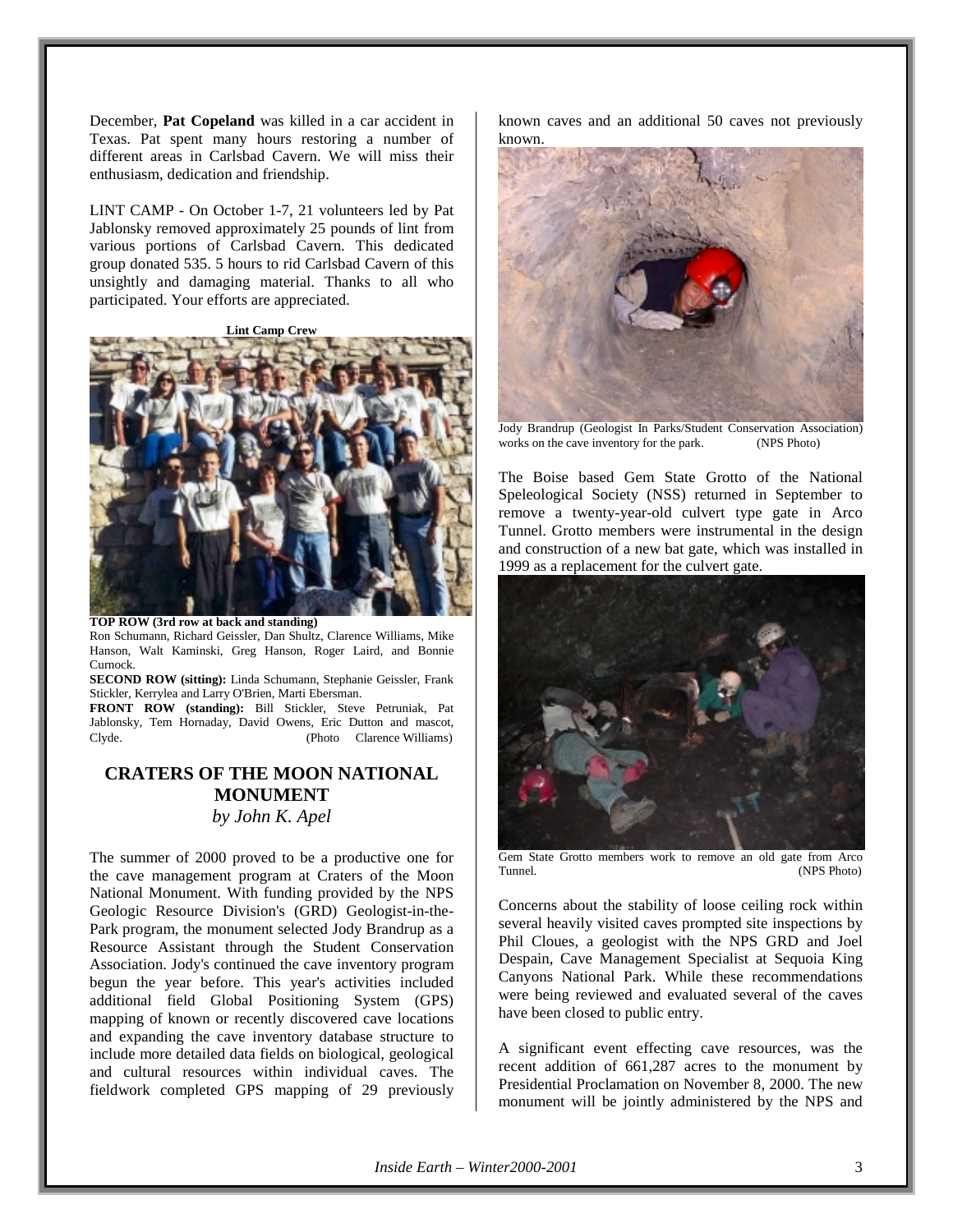December, **Pat Copeland** was killed in a car accident in Texas. Pat spent many hours restoring a number of different areas in Carlsbad Cavern. We will miss their enthusiasm, dedication and friendship.

LINT CAMP - On October 1-7, 21 volunteers led by Pat Jablonsky removed approximately 25 pounds of lint from various portions of Carlsbad Cavern. This dedicated group donated 535. 5 hours to rid Carlsbad Cavern of this unsightly and damaging material. Thanks to all who participated. Your efforts are appreciated.

**Lint Camp Crew**

**TOP ROW (3rd row at back and standing)**
Ron Schumann, Richard Geissler, Dan Shultz, Clarence Williams, Mike Hanson, Walt Kaminski, Greg Hanson, Roger Laird, and Bonnie Curnock.
**SECOND ROW (sitting):** Linda Schumann, Stephanie Geissler, Frank Stickler, Kerrylea and Larry O'Brien, Marti Ebersman.
**FRONT ROW (standing):** Bill Stickler, Steve Petruniak, Pat Jablonsky, Tem Hornaday, David Owens, Eric Dutton and mascot, Clyde. (Photo Clarence Williams)

## CRATERS OF THE MOON NATIONAL MONUMENT

*by John K. Apel*

The summer of 2000 proved to be a productive one for the cave management program at Craters of the Moon National Monument. With funding provided by the NPS Geologic Resource Division's (GRD) Geologist-in-the-Park program, the monument selected Jody Brandrup as a Resource Assistant through the Student Conservation Association. Jody's continued the cave inventory program begun the year before. This year's activities included additional field Global Positioning System (GPS) mapping of known or recently discovered cave locations and expanding the cave inventory database structure to include more detailed data fields on biological, geological and cultural resources within individual caves. The fieldwork completed GPS mapping of 29 previously known caves and an additional 50 caves not previously known.

Jody Brandrup (Geologist In Parks/Student Conservation Association) works on the cave inventory for the park. (NPS Photo)

The Boise based Gem State Grotto of the National Speleological Society (NSS) returned in September to remove a twenty-year-old culvert type gate in Arco Tunnel. Grotto members were instrumental in the design and construction of a new bat gate, which was installed in 1999 as a replacement for the culvert gate.

Gem State Grotto members work to remove an old gate from Arco Tunnel. (NPS Photo)

Concerns about the stability of loose ceiling rock within several heavily visited caves prompted site inspections by Phil Cloues, a geologist with the NPS GRD and Joel Despain, Cave Management Specialist at Sequoia King Canyons National Park. While these recommendations were being reviewed and evaluated several of the caves have been closed to public entry.

A significant event effecting cave resources, was the recent addition of 661,287 acres to the monument by Presidential Proclamation on November 8, 2000. The new monument will be jointly administered by the NPS and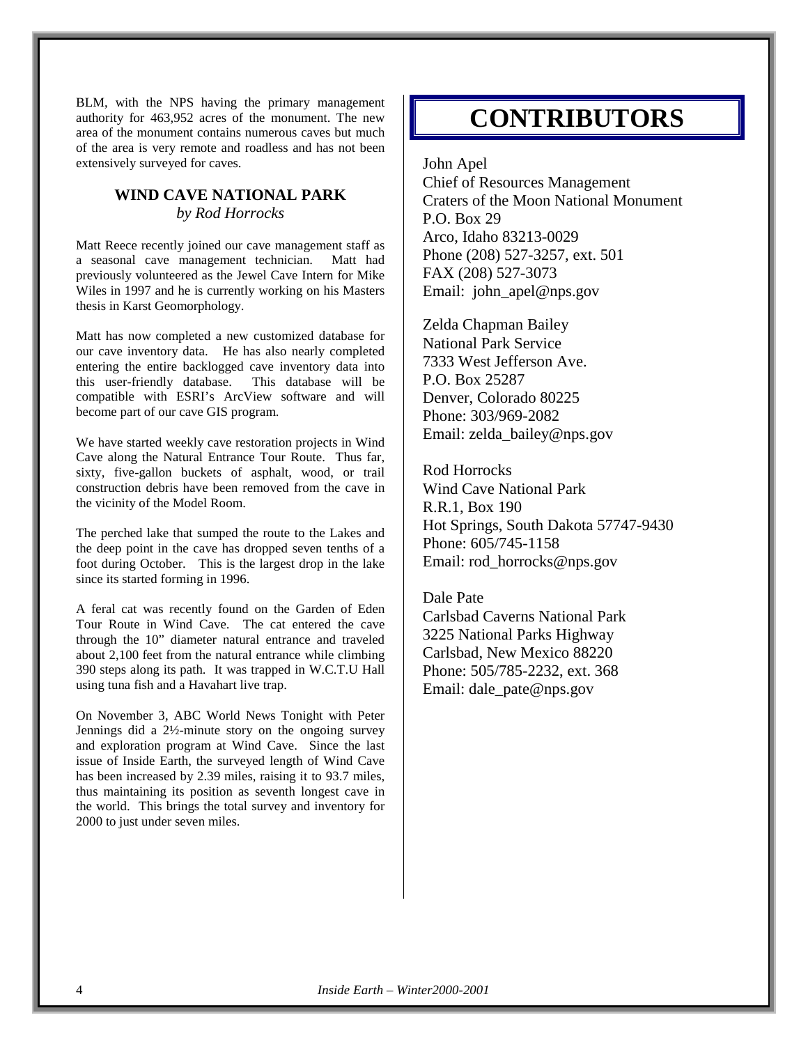BLM, with the NPS having the primary management authority for 463,952 acres of the monument. The new area of the monument contains numerous caves but much of the area is very remote and roadless and has not been extensively surveyed for caves.

### WIND CAVE NATIONAL PARK
*by Rod Horrocks*

Matt Reece recently joined our cave management staff as a seasonal cave management technician. Matt had previously volunteered as the Jewel Cave Intern for Mike Wiles in 1997 and he is currently working on his Masters thesis in Karst Geomorphology.

Matt has now completed a new customized database for our cave inventory data. He has also nearly completed entering the entire backlogged cave inventory data into this user-friendly database. This database will be compatible with ESRI's ArcView software and will become part of our cave GIS program.

We have started weekly cave restoration projects in Wind Cave along the Natural Entrance Tour Route. Thus far, sixty, five-gallon buckets of asphalt, wood, or trail construction debris have been removed from the cave in the vicinity of the Model Room.

The perched lake that sumped the route to the Lakes and the deep point in the cave has dropped seven tenths of a foot during October. This is the largest drop in the lake since its started forming in 1996.

A feral cat was recently found on the Garden of Eden Tour Route in Wind Cave. The cat entered the cave through the 10" diameter natural entrance and traveled about 2,100 feet from the natural entrance while climbing 390 steps along its path. It was trapped in W.C.T.U Hall using tuna fish and a Havahart live trap.

On November 3, ABC World News Tonight with Peter Jennings did a 2½-minute story on the ongoing survey and exploration program at Wind Cave. Since the last issue of Inside Earth, the surveyed length of Wind Cave has been increased by 2.39 miles, raising it to 93.7 miles, thus maintaining its position as seventh longest cave in the world. This brings the total survey and inventory for 2000 to just under seven miles.

# CONTRIBUTORS

John Apel
Chief of Resources Management
Craters of the Moon National Monument
P.O. Box 29
Arco, Idaho 83213-0029
Phone (208) 527-3257, ext. 501
FAX (208) 527-3073
Email: john_apel@nps.gov

Zelda Chapman Bailey
National Park Service
7333 West Jefferson Ave.
P.O. Box 25287
Denver, Colorado 80225
Phone: 303/969-2082
Email: zelda_bailey@nps.gov

Rod Horrocks
Wind Cave National Park
R.R.1, Box 190
Hot Springs, South Dakota 57747-9430
Phone: 605/745-1158
Email: rod_horrocks@nps.gov

Dale Pate
Carlsbad Caverns National Park
3225 National Parks Highway
Carlsbad, New Mexico 88220
Phone: 505/785-2232, ext. 368
Email: dale_pate@nps.gov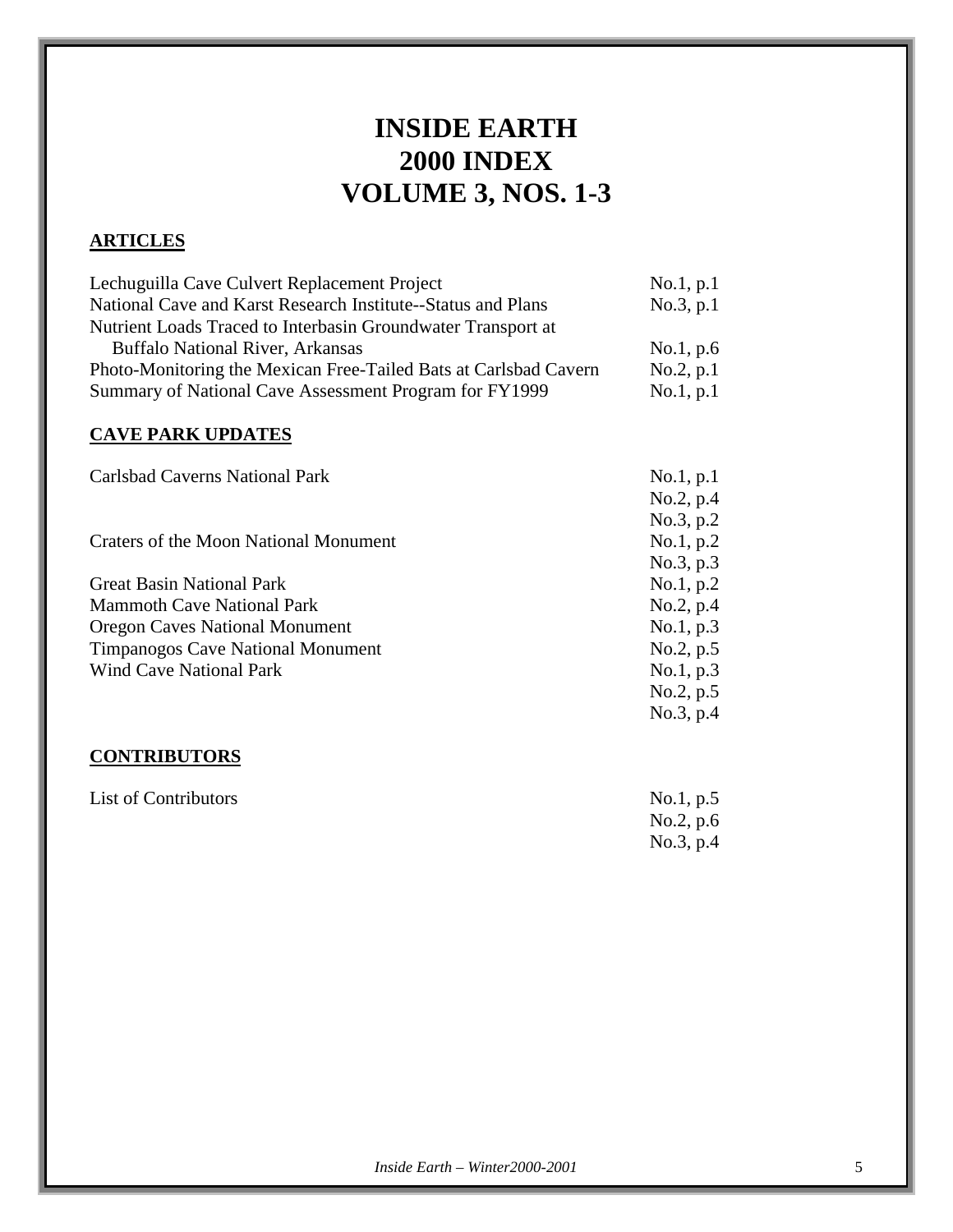# INSIDE EARTH
# 2000 INDEX
# VOLUME 3, NOS. 1-3

## ARTICLES

| | |
|---|---|
| Lechuguilla Cave Culvert Replacement Project | No.1, p.1 |
| National Cave and Karst Research Institute--Status and Plans | No.3, p.1 |
| Nutrient Loads Traced to Interbasin Groundwater Transport at Buffalo National River, Arkansas | No.1, p.6 |
| Photo-Monitoring the Mexican Free-Tailed Bats at Carlsbad Cavern | No.2, p.1 |
| Summary of National Cave Assessment Program for FY1999 | No.1, p.1 |

## CAVE PARK UPDATES

| | |
|---|---|
| Carlsbad Caverns National Park | No.1, p.1 |
| | No.2, p.4 |
| | No.3, p.2 |
| Craters of the Moon National Monument | No.1, p.2 |
| | No.3, p.3 |
| Great Basin National Park | No.1, p.2 |
| Mammoth Cave National Park | No.2, p.4 |
| Oregon Caves National Monument | No.1, p.3 |
| Timpanogos Cave National Monument | No.2, p.5 |
| Wind Cave National Park | No.1, p.3 |
| | No.2, p.5 |
| | No.3, p.4 |

## CONTRIBUTORS

| | |
|---|---|
| List of Contributors | No.1, p.5 |
| | No.2, p.6 |
| | No.3, p.4 |